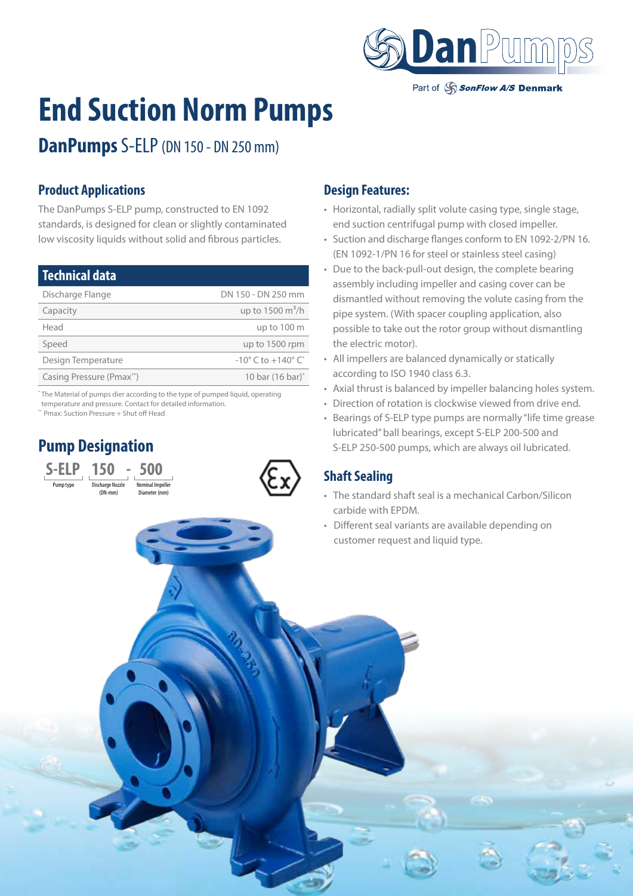Part of SonFlow A/S Denmark

# End Suction Norm Pumps

## DanPumps S-ELP (DN 150 - DN 250 mm)

### Product Applications

The DanPumps S-ELP pump, constructed to EN 1092 standards, is designed for clean or slightly contaminated low viscosity liquids without solid and fibrous particles.

| Technical data | |
|---|---|
| Discharge Flange | DN 150 - DN 250 mm |
| Capacity | up to 1500 $m^3$/h |
| Head | up to 100 m |
| Speed | up to 1500 rpm |
| Design Temperature | -10° C to +140° C* |
| Casing Pressure (Pmax**) | 10 bar (16 bar)* |

* The Material of pumps dier according to the type of pumped liquid, operating temperature and pressure. Contact for detailed information.
** Pmax: Suction Pressure + Shut off Head

### Pump Designation

**S-ELP 150 - 500**

- S-ELP: Pump type
- 150: Discharge Nozzle (DN-mm)
- 500: Nominal Impeller Diameter (mm)

### Design Features:

- Horizontal, radially split volute casing type, single stage, end suction centrifugal pump with closed impeller.
- Suction and discharge flanges conform to EN 1092-2/PN 16. (EN 1092-1/PN 16 for steel or stainless steel casing)
- Due to the back-pull-out design, the complete bearing assembly including impeller and casing cover can be dismantled without removing the volute casing from the pipe system. (With spacer coupling application, also possible to take out the rotor group without dismantling the electric motor).
- All impellers are balanced dynamically or statically according to ISO 1940 class 6.3.
- Axial thrust is balanced by impeller balancing holes system.
- Direction of rotation is clockwise viewed from drive end.
- Bearings of S-ELP type pumps are normally "life time grease lubricated" ball bearings, except S-ELP 200-500 and S-ELP 250-500 pumps, which are always oil lubricated.

### Shaft Sealing

- The standard shaft seal is a mechanical Carbon/Silicon carbide with EPDM.
- Different seal variants are available depending on customer request and liquid type.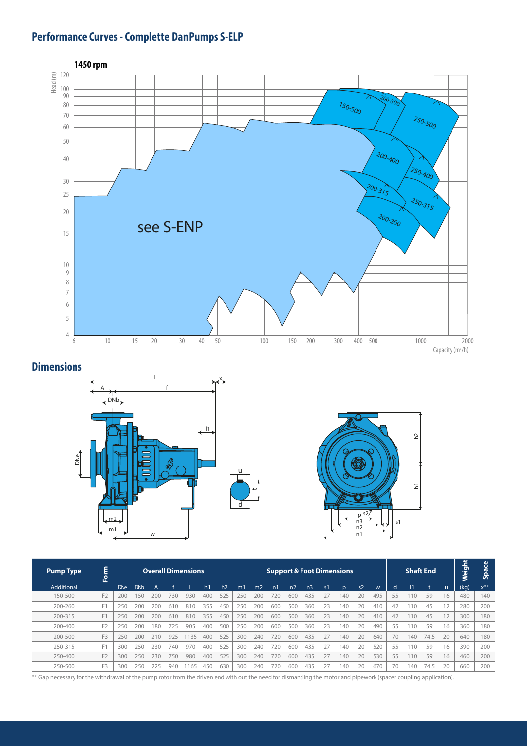## Performance Curves - Complette DanPumps S-ELP

1450 rpm

## Dimensions

| Pump Type | Form | Overall Dimensions | | | | | | | Support & Foot Dimensions | | | | | | | | | Shaft End | | | | Weight | Space |
|---|---|---|---|---|---|---|---|---|---|---|---|---|---|---|---|---|---|---|---|---|---|---|---|
| Additional | | DNe | DNb | A | f | L | h1 | h2 | m1 | m2 | n1 | n2 | n3 | s1 | p | s2 | w | d | l1 | t | u | (kg) | x** |
| 150-500 | F2 | 200 | 150 | 200 | 730 | 930 | 400 | 525 | 250 | 200 | 720 | 600 | 435 | 27 | 140 | 20 | 495 | 55 | 110 | 59 | 16 | 480 | 140 |
| 200-260 | F1 | 250 | 200 | 200 | 610 | 810 | 355 | 450 | 250 | 200 | 600 | 500 | 360 | 23 | 140 | 20 | 410 | 42 | 110 | 45 | 12 | 280 | 200 |
| 200-315 | F1 | 250 | 200 | 200 | 610 | 810 | 355 | 450 | 250 | 200 | 600 | 500 | 360 | 23 | 140 | 20 | 410 | 42 | 110 | 45 | 12 | 300 | 180 |
| 200-400 | F2 | 250 | 200 | 180 | 725 | 905 | 400 | 500 | 250 | 200 | 600 | 500 | 360 | 23 | 140 | 20 | 490 | 55 | 110 | 59 | 16 | 360 | 180 |
| 200-500 | F3 | 250 | 200 | 210 | 925 | 1135 | 400 | 525 | 300 | 240 | 720 | 600 | 435 | 27 | 140 | 20 | 640 | 70 | 140 | 74.5 | 20 | 640 | 180 |
| 250-315 | F1 | 300 | 250 | 230 | 740 | 970 | 400 | 525 | 300 | 240 | 720 | 600 | 435 | 27 | 140 | 20 | 520 | 55 | 110 | 59 | 16 | 390 | 200 |
| 250-400 | F2 | 300 | 250 | 230 | 750 | 980 | 400 | 525 | 300 | 240 | 720 | 600 | 435 | 27 | 140 | 20 | 530 | 55 | 110 | 59 | 16 | 460 | 200 |
| 250-500 | F3 | 300 | 250 | 225 | 940 | 1165 | 450 | 630 | 300 | 240 | 720 | 600 | 435 | 27 | 140 | 20 | 670 | 70 | 140 | 74.5 | 20 | 660 | 200 |

** Gap necessary for the withdrawal of the pump rotor from the driven end with out the need for dismantling the motor and pipework (spacer coupling application).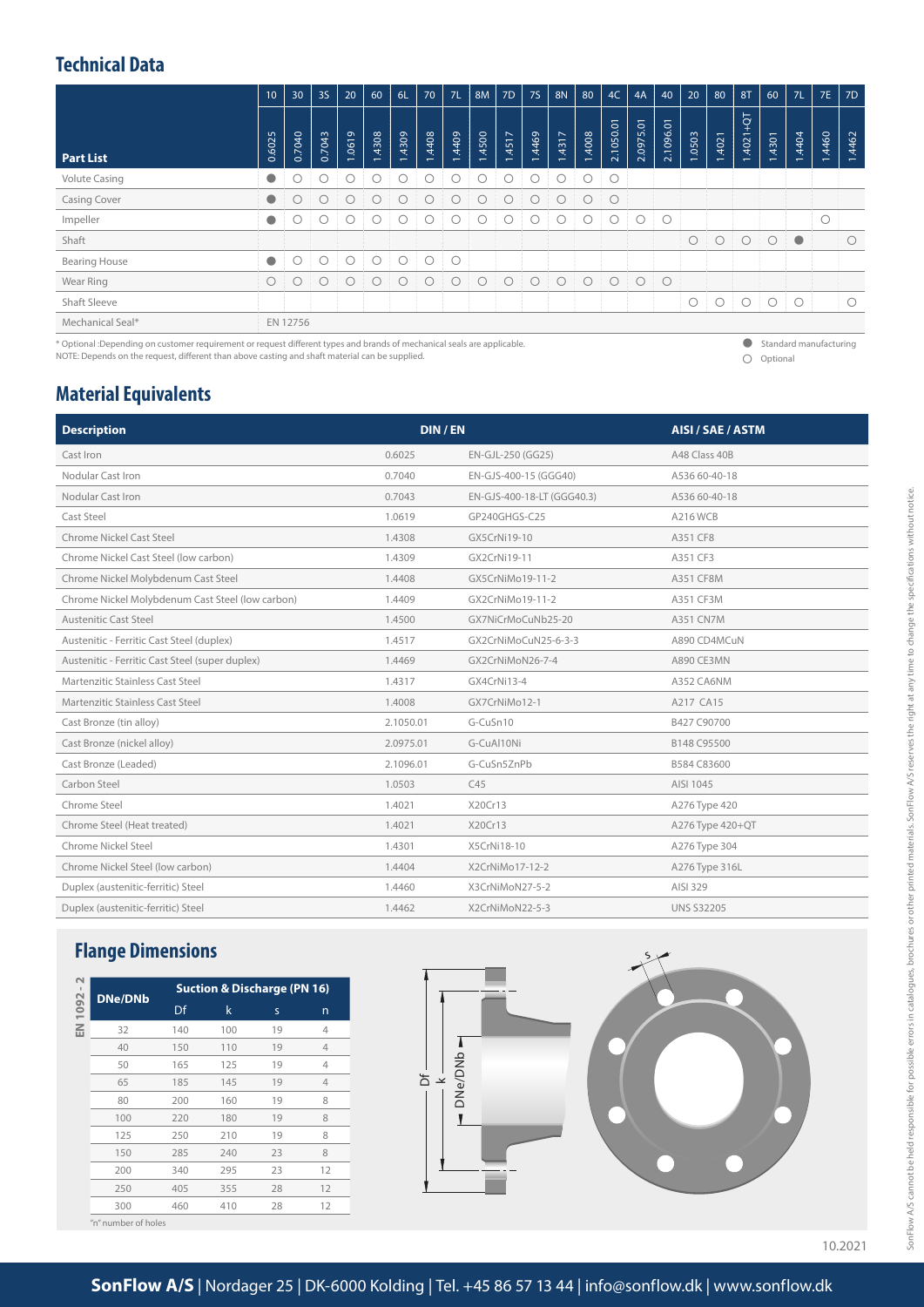## Technical Data

| | 10 | 30 | 3S | 20 | 60 | 6L | 70 | 7L | 8M | 7D | 7S | 8N | 80 | 4C | 4A | 40 | 20 | 80 | 8T | 60 | 7L | 7E | 7D |
|---|---|---|---|---|---|---|---|---|---|---|---|---|---|---|---|---|---|---|---|---|---|---|---|
| **Part List** | 0.6025 | 0.7040 | 0.7043 | 1.0619 | 1.4308 | 1.4309 | 1.4408 | 1.4409 | 1.4500 | 1.4517 | 1.4469 | 1.4317 | 1.4008 | 2.1050.01 | 2.0975.01 | 2.1096.01 | 1.0503 | 1.4021 | 1.4021+QT | 1.4301 | 1.4404 | 1.4460 | 1.4462 |
| Volute Casing | ● | ○ | ○ | ○ | ○ | ○ | ○ | ○ | ○ | ○ | ○ | ○ | ○ | ○ | | | | | | | | | |
| Casing Cover | ● | ○ | ○ | ○ | ○ | ○ | ○ | ○ | ○ | ○ | ○ | ○ | ○ | ○ | | | | | | | | | |
| Impeller | ● | ○ | ○ | ○ | ○ | ○ | ○ | ○ | ○ | ○ | ○ | ○ | ○ | ○ | ○ | ○ | | | | | | ○ | |
| Shaft | | | | | | | | | | | | | | | | | ○ | ○ | ○ | ○ | ● | | ○ |
| Bearing House | ● | ○ | ○ | ○ | ○ | ○ | ○ | ○ | | | | | | | | | | | | | | | |
| Wear Ring | ○ | ○ | ○ | ○ | ○ | ○ | ○ | ○ | ○ | ○ | ○ | ○ | ○ | ○ | ○ | ○ | | | | | | | |
| Shaft Sleeve | | | | | | | | | | | | | | | | | ○ | ○ | ○ | ○ | ○ | | ○ |
| Mechanical Seal* | EN 12756 | | | | | | | | | | | | | | | | | | | | | | |

* Optional :Depending on customer requirement or request different types and brands of mechanical seals are applicable.
NOTE: Depends on the request, different than above casting and shaft material can be supplied.

● Standard manufacturing
○ Optional

## Material Equivalents

| Description | DIN / EN | | AISI / SAE / ASTM |
|---|---|---|---|
| Cast Iron | 0.6025 | EN-GJL-250 (GG25) | A48 Class 40B |
| Nodular Cast Iron | 0.7040 | EN-GJS-400-15 (GGG40) | A536 60-40-18 |
| Nodular Cast Iron | 0.7043 | EN-GJS-400-18-LT (GGG40.3) | A536 60-40-18 |
| Cast Steel | 1.0619 | GP240GHGS-C25 | A216 WCB |
| Chrome Nickel Cast Steel | 1.4308 | GX5CrNi19-10 | A351 CF8 |
| Chrome Nickel Cast Steel (low carbon) | 1.4309 | GX2CrNi19-11 | A351 CF3 |
| Chrome Nickel Molybdenum Cast Steel | 1.4408 | GX5CrNiMo19-11-2 | A351 CF8M |
| Chrome Nickel Molybdenum Cast Steel (low carbon) | 1.4409 | GX2CrNiMo19-11-2 | A351 CF3M |
| Austenitic Cast Steel | 1.4500 | GX7NiCrMoCuNb25-20 | A351 CN7M |
| Austenitic - Ferritic Cast Steel (duplex) | 1.4517 | GX2CrNiMoCuN25-6-3-3 | A890 CD4MCuN |
| Austenitic - Ferritic Cast Steel (super duplex) | 1.4469 | GX2CrNiMoN26-7-4 | A890 CE3MN |
| Martenzitic Stainless Cast Steel | 1.4317 | GX4CrNi13-4 | A352 CA6NM |
| Martenzitic Stainless Cast Steel | 1.4008 | GX7CrNiMo12-1 | A217 CA15 |
| Cast Bronze (tin alloy) | 2.1050.01 | G-CuSn10 | B427 C90700 |
| Cast Bronze (nickel alloy) | 2.0975.01 | G-CuAl10Ni | B148 C95500 |
| Cast Bronze (Leaded) | 2.1096.01 | G-CuSn5ZnPb | B584 C83600 |
| Carbon Steel | 1.0503 | C45 | AISI 1045 |
| Chrome Steel | 1.4021 | X20Cr13 | A276 Type 420 |
| Chrome Steel (Heat treated) | 1.4021 | X20Cr13 | A276 Type 420+QT |
| Chrome Nickel Steel | 1.4301 | X5CrNi18-10 | A276 Type 304 |
| Chrome Nickel Steel (low carbon) | 1.4404 | X2CrNiMo17-12-2 | A276 Type 316L |
| Duplex (austenitic-ferritic) Steel | 1.4460 | X3CrNiMoN27-5-2 | AISI 329 |
| Duplex (austenitic-ferritic) Steel | 1.4462 | X2CrNiMoN22-5-3 | UNS S32205 |

## Flange Dimensions

EN 1092 - 2

| DNe/DNb | Suction & Discharge (PN 16) | | | |
|---|---|---|---|---|
| | Df | k | s | n |
| 32 | 140 | 100 | 19 | 4 |
| 40 | 150 | 110 | 19 | 4 |
| 50 | 165 | 125 | 19 | 4 |
| 65 | 185 | 145 | 19 | 4 |
| 80 | 200 | 160 | 19 | 8 |
| 100 | 220 | 180 | 19 | 8 |
| 125 | 250 | 210 | 19 | 8 |
| 150 | 285 | 240 | 23 | 8 |
| 200 | 340 | 295 | 23 | 12 |
| 250 | 405 | 355 | 28 | 12 |
| 300 | 460 | 410 | 28 | 12 |

"n" number of holes

Df
k
DNe/DNb
s